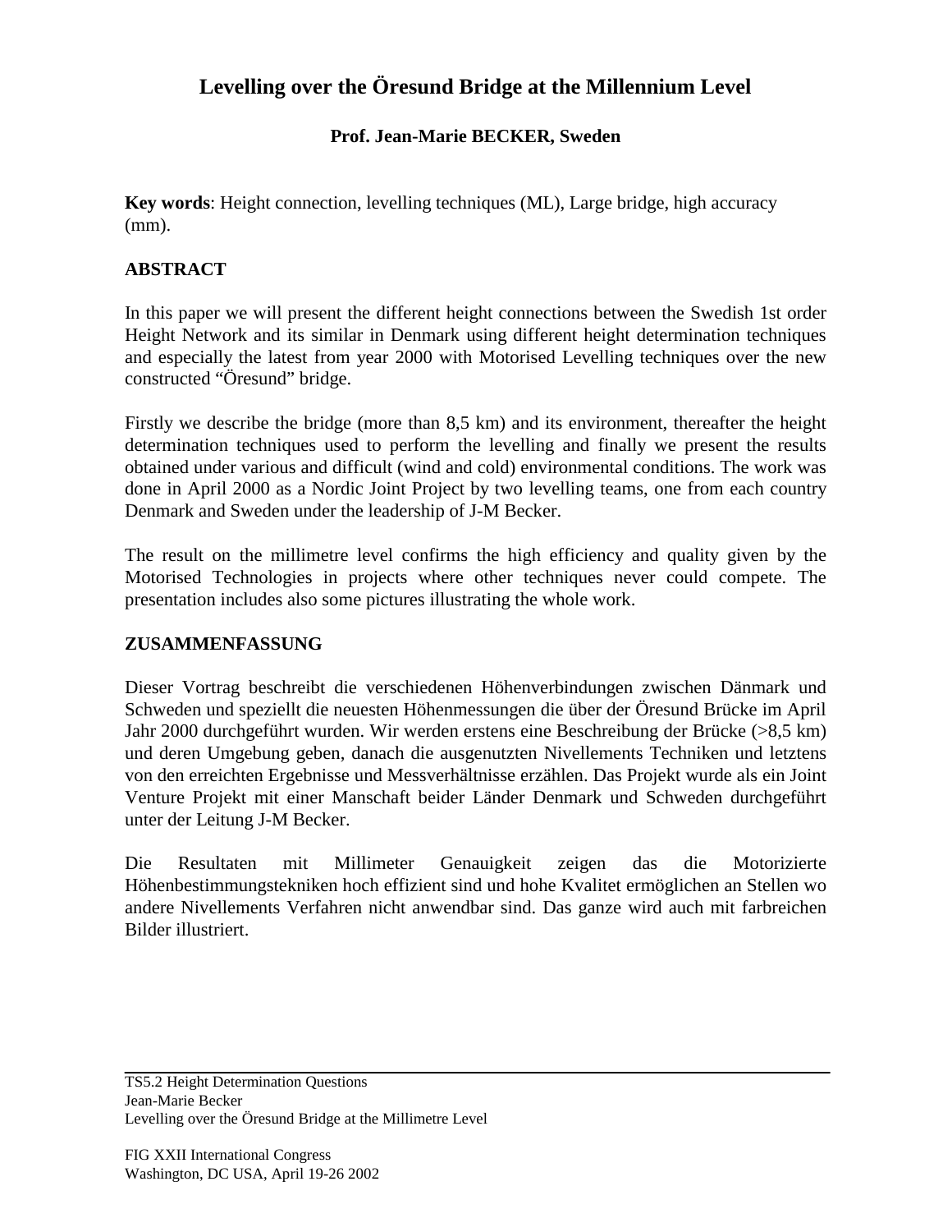# Levelling over the Öresund Bridge at the Millennium Level

**Prof. Jean-Marie BECKER, Sweden**

**Key words**: Height connection, levelling techniques (ML), Large bridge, high accuracy (mm).

## ABSTRACT

In this paper we will present the different height connections between the Swedish 1st order Height Network and its similar in Denmark using different height determination techniques and especially the latest from year 2000 with Motorised Levelling techniques over the new constructed "Öresund" bridge.

Firstly we describe the bridge (more than 8,5 km) and its environment, thereafter the height determination techniques used to perform the levelling and finally we present the results obtained under various and difficult (wind and cold) environmental conditions. The work was done in April 2000 as a Nordic Joint Project by two levelling teams, one from each country Denmark and Sweden under the leadership of J-M Becker.

The result on the millimetre level confirms the high efficiency and quality given by the Motorised Technologies in projects where other techniques never could compete. The presentation includes also some pictures illustrating the whole work.

## ZUSAMMENFASSUNG

Dieser Vortrag beschreibt die verschiedenen Höhenverbindungen zwischen Dänmark und Schweden und speziellt die neuesten Höhenmessungen die über der Öresund Brücke im April Jahr 2000 durchgeführt wurden. Wir werden erstens eine Beschreibung der Brücke (>8,5 km) und deren Umgebung geben, danach die ausgenutzten Nivellements Techniken und letztens von den erreichten Ergebnisse und Messverhältnisse erzählen. Das Projekt wurde als ein Joint Venture Projekt mit einer Manschaft beider Länder Denmark und Schweden durchgeführt unter der Leitung J-M Becker.

Die Resultaten mit Millimeter Genauigkeit zeigen das die Motorizierte Höhenbestimmungstekniken hoch effizient sind und hohe Kvalitet ermöglichen an Stellen wo andere Nivellements Verfahren nicht anwendbar sind. Das ganze wird auch mit farbreichen Bilder illustriert.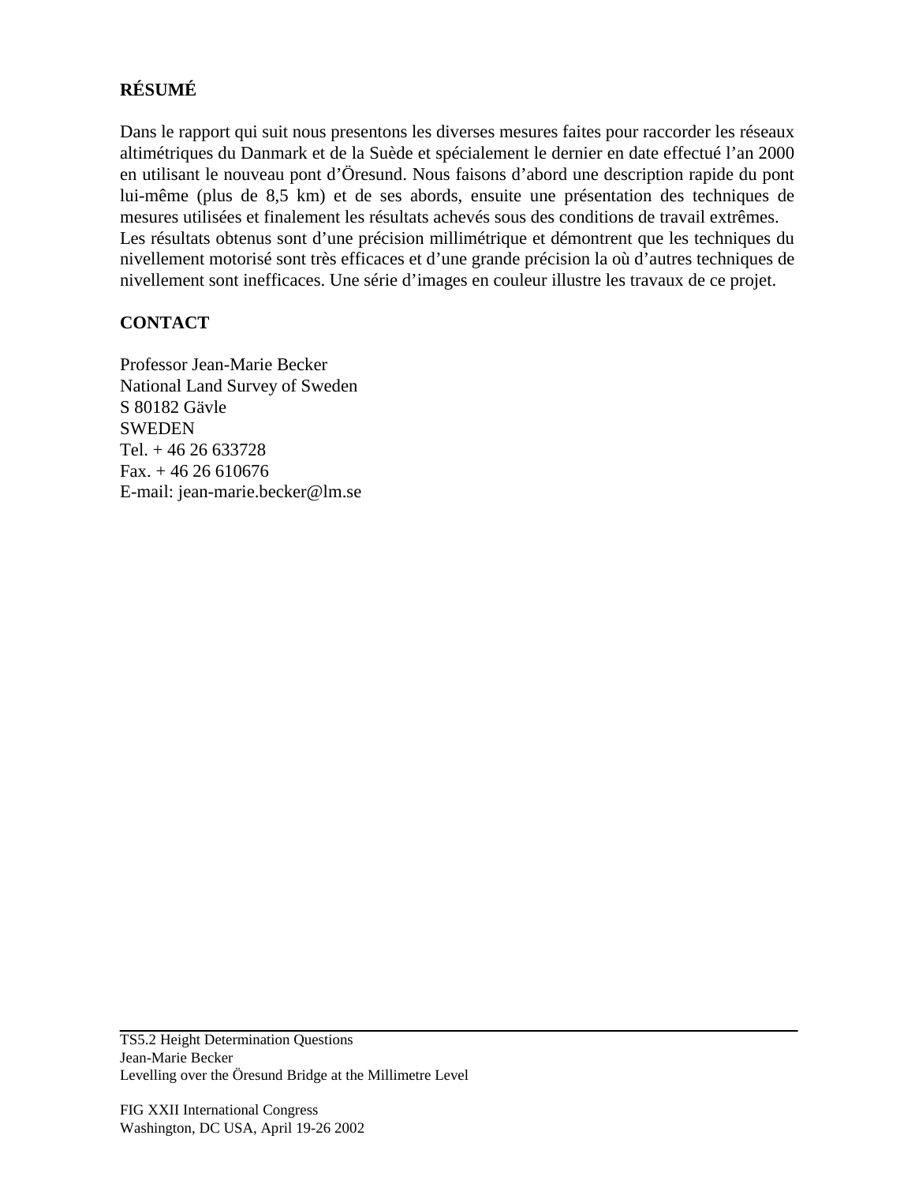**RÉSUMÉ**

Dans le rapport qui suit nous presentons les diverses mesures faites pour raccorder les réseaux altimétriques du Danmark et de la Suède et spécialement le dernier en date effectué l’an 2000 en utilisant le nouveau pont d’Öresund. Nous faisons d’abord une description rapide du pont lui-même (plus de 8,5 km) et de ses abords, ensuite une présentation des techniques de mesures utilisées et finalement les résultats achevés sous des conditions de travail extrêmes. Les résultats obtenus sont d’une précision millimétrique et démontrent que les techniques du nivellement motorisé sont très efficaces et d’une grande précision la où d’autres techniques de nivellement sont inefficaces. Une série d’images en couleur illustre les travaux de ce projet.

**CONTACT**

Professor Jean-Marie Becker
National Land Survey of Sweden
S 80182 Gävle
SWEDEN
Tel. + 46 26 633728
Fax. + 46 26 610676
E-mail: jean-marie.becker@lm.se